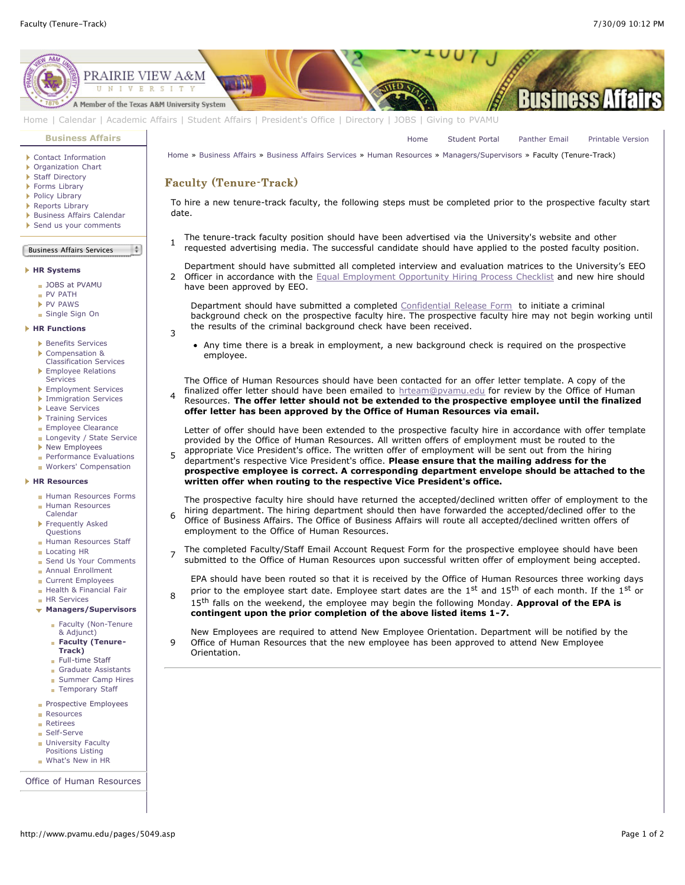Home | Calendar | Academic Affairs | Student Affairs | President's Office | Directory | JOBS | Giving to PVAMU

**Business Affairs**

- Contact Information
- Organization Chart
- Staff Directory
- Forms Library
- Policy Library
- Reports Library
- Business Affairs Calendar
- Send us your comments

Business Affairs Services

**HR Systems**

- JOBS at PVAMU
- PV PATH
- PV PAWS
- Single Sign On

**HR Functions**

- Benefits Services
- Compensation & Classification Services
- Employee Relations Services
- Employment Services
- Immigration Services
- Leave Services
- Training Services
- Employee Clearance
- Longevity / State Service
- New Employees
- Performance Evaluations
- Workers' Compensation

**HR Resources**

- Human Resources Forms
- Human Resources Calendar
- Frequently Asked Questions
- Human Resources Staff
- Locating HR
- Send Us Your Comments
- Annual Enrollment
- Current Employees
- Health & Financial Fair
- HR Services
- **Managers/Supervisors**
  - Faculty (Non-Tenure & Adjunct)
  - **Faculty (Tenure-Track)**
  - Full-time Staff
  - Graduate Assistants
  - Summer Camp Hires
  - Temporary Staff
- Prospective Employees
- Resources
- Retirees
- Self-Serve
- University Faculty Positions Listing
- What's New in HR

Office of Human Resources

Home | Student Portal | Panther Email | Printable Version

Home » Business Affairs » Business Affairs Services » Human Resources » Managers/Supervisors » Faculty (Tenure-Track)

# Faculty (Tenure-Track)

To hire a new tenure-track faculty, the following steps must be completed prior to the prospective faculty start date.

1. The tenure-track faculty position should have been advertised via the University's website and other requested advertising media. The successful candidate should have applied to the posted faculty position.

2. Department should have submitted all completed interview and evaluation matrices to the University's EEO Officer in accordance with the Equal Employment Opportunity Hiring Process Checklist and new hire should have been approved by EEO.

3. Department should have submitted a completed Confidential Release Form to initiate a criminal background check on the prospective faculty hire. The prospective faculty hire may not begin working until the results of the criminal background check have been received.
   - Any time there is a break in employment, a new background check is required on the prospective employee.

4. The Office of Human Resources should have been contacted for an offer letter template. A copy of the finalized offer letter should have been emailed to hrteam@pvamu.edu for review by the Office of Human Resources. **The offer letter should not be extended to the prospective employee until the finalized offer letter has been approved by the Office of Human Resources via email.**

5. Letter of offer should have been extended to the prospective faculty hire in accordance with offer template provided by the Office of Human Resources. All written offers of employment must be routed to the appropriate Vice President's office. The written offer of employment will be sent out from the hiring department's respective Vice President's office. **Please ensure that the mailing address for the prospective employee is correct. A corresponding department envelope should be attached to the written offer when routing to the respective Vice President's office.**

6. The prospective faculty hire should have returned the accepted/declined written offer of employment to the hiring department. The hiring department should then have forwarded the accepted/declined offer to the Office of Business Affairs. The Office of Business Affairs will route all accepted/declined written offers of employment to the Office of Human Resources.

7. The completed Faculty/Staff Email Account Request Form for the prospective employee should have been submitted to the Office of Human Resources upon successful written offer of employment being accepted.

8. EPA should have been routed so that it is received by the Office of Human Resources three working days prior to the employee start date. Employee start dates are the 1st and 15th of each month. If the 1st or 15th falls on the weekend, the employee may begin the following Monday. **Approval of the EPA is contingent upon the prior completion of the above listed items 1-7.**

9. New Employees are required to attend New Employee Orientation. Department will be notified by the Office of Human Resources that the new employee has been approved to attend New Employee Orientation.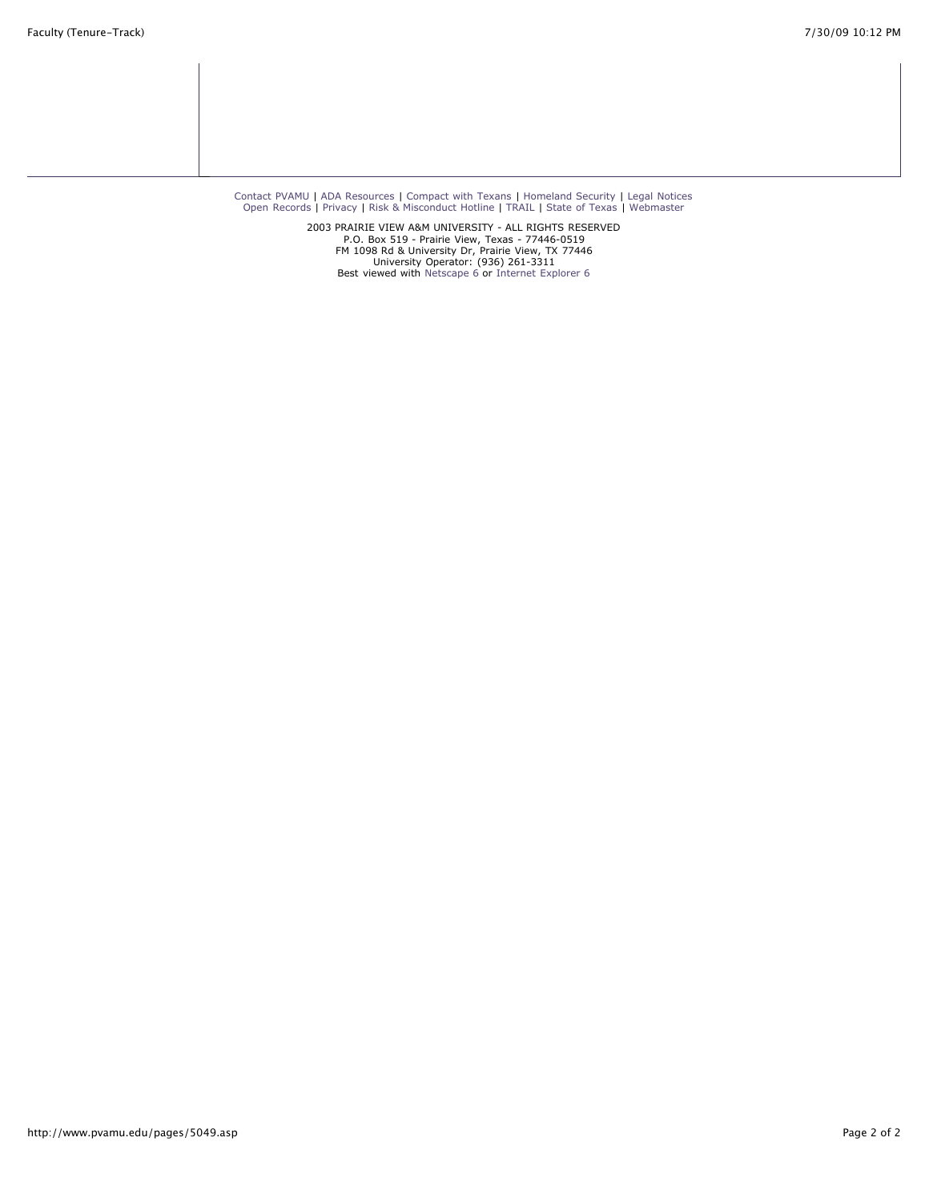Contact PVAMU | ADA Resources | Compact with Texans | Homeland Security | Legal Notices
Open Records | Privacy | Risk & Misconduct Hotline | TRAIL | State of Texas | Webmaster

2003 PRAIRIE VIEW A&M UNIVERSITY - ALL RIGHTS RESERVED
P.O. Box 519 - Prairie View, Texas - 77446-0519
FM 1098 Rd & University Dr, Prairie View, TX 77446
University Operator: (936) 261-3311
Best viewed with Netscape 6 or Internet Explorer 6